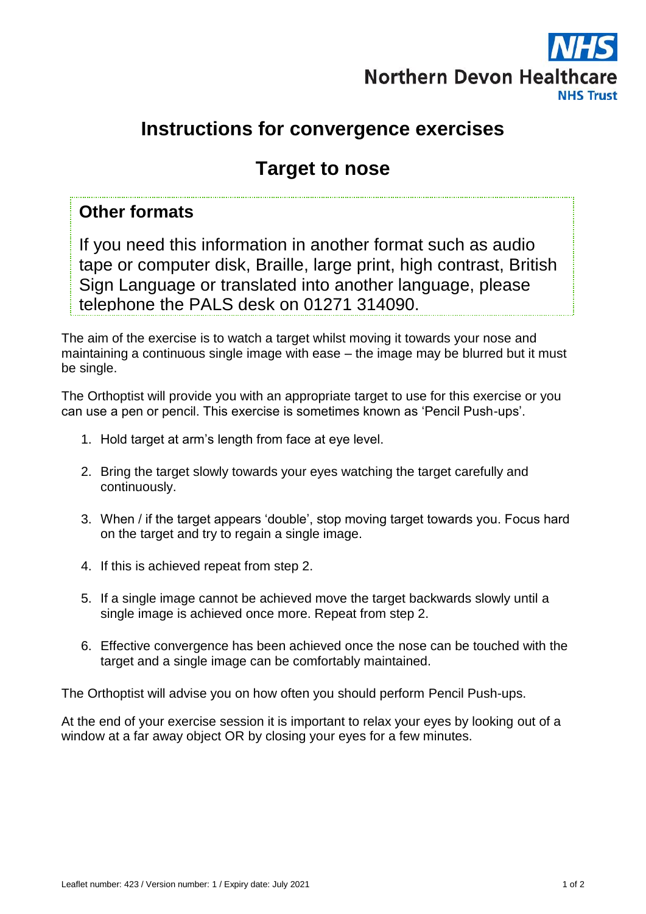NHS
Northern Devon Healthcare
NHS Trust

# Instructions for convergence exercises

## Target to nose

### Other formats

If you need this information in another format such as audio tape or computer disk, Braille, large print, high contrast, British Sign Language or translated into another language, please telephone the PALS desk on 01271 314090.

The aim of the exercise is to watch a target whilst moving it towards your nose and maintaining a continuous single image with ease – the image may be blurred but it must be single.

The Orthoptist will provide you with an appropriate target to use for this exercise or you can use a pen or pencil. This exercise is sometimes known as 'Pencil Push-ups'.

1. Hold target at arm's length from face at eye level.
2. Bring the target slowly towards your eyes watching the target carefully and continuously.
3. When / if the target appears 'double', stop moving target towards you. Focus hard on the target and try to regain a single image.
4. If this is achieved repeat from step 2.
5. If a single image cannot be achieved move the target backwards slowly until a single image is achieved once more. Repeat from step 2.
6. Effective convergence has been achieved once the nose can be touched with the target and a single image can be comfortably maintained.

The Orthoptist will advise you on how often you should perform Pencil Push-ups.

At the end of your exercise session it is important to relax your eyes by looking out of a window at a far away object OR by closing your eyes for a few minutes.

Leaflet number: 423 / Version number: 1 / Expiry date: July 2021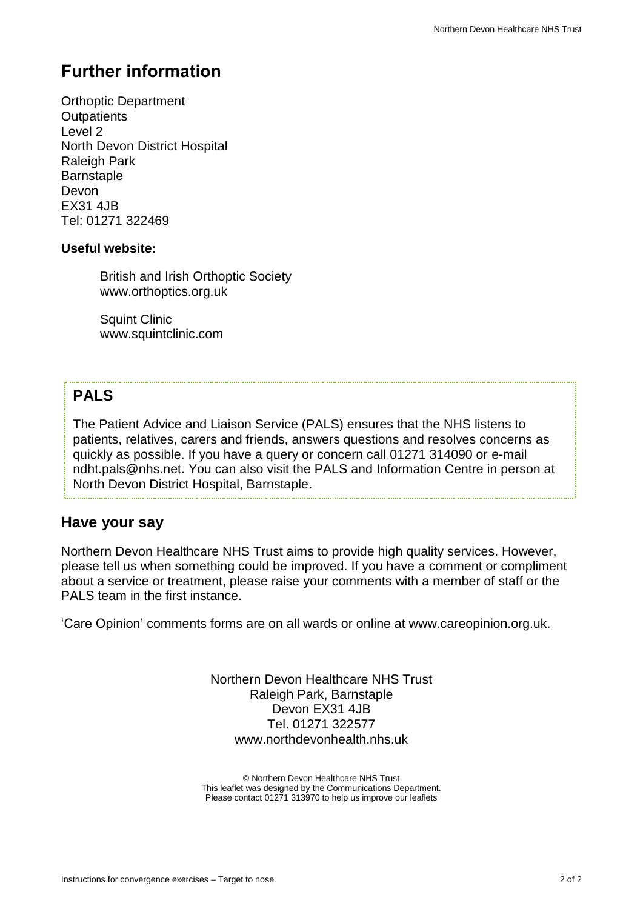## Further information

Orthoptic Department
Outpatients
Level 2
North Devon District Hospital
Raleigh Park
Barnstaple
Devon
EX31 4JB
Tel: 01271 322469

**Useful website:**

British and Irish Orthoptic Society
www.orthoptics.org.uk

Squint Clinic
www.squintclinic.com

## PALS

The Patient Advice and Liaison Service (PALS) ensures that the NHS listens to patients, relatives, carers and friends, answers questions and resolves concerns as quickly as possible. If you have a query or concern call 01271 314090 or e-mail ndht.pals@nhs.net. You can also visit the PALS and Information Centre in person at North Devon District Hospital, Barnstaple.

## Have your say

Northern Devon Healthcare NHS Trust aims to provide high quality services. However, please tell us when something could be improved. If you have a comment or compliment about a service or treatment, please raise your comments with a member of staff or the PALS team in the first instance.

'Care Opinion' comments forms are on all wards or online at www.careopinion.org.uk.

Northern Devon Healthcare NHS Trust
Raleigh Park, Barnstaple
Devon EX31 4JB
Tel. 01271 322577
www.northdevonhealth.nhs.uk

© Northern Devon Healthcare NHS Trust
This leaflet was designed by the Communications Department.
Please contact 01271 313970 to help us improve our leaflets